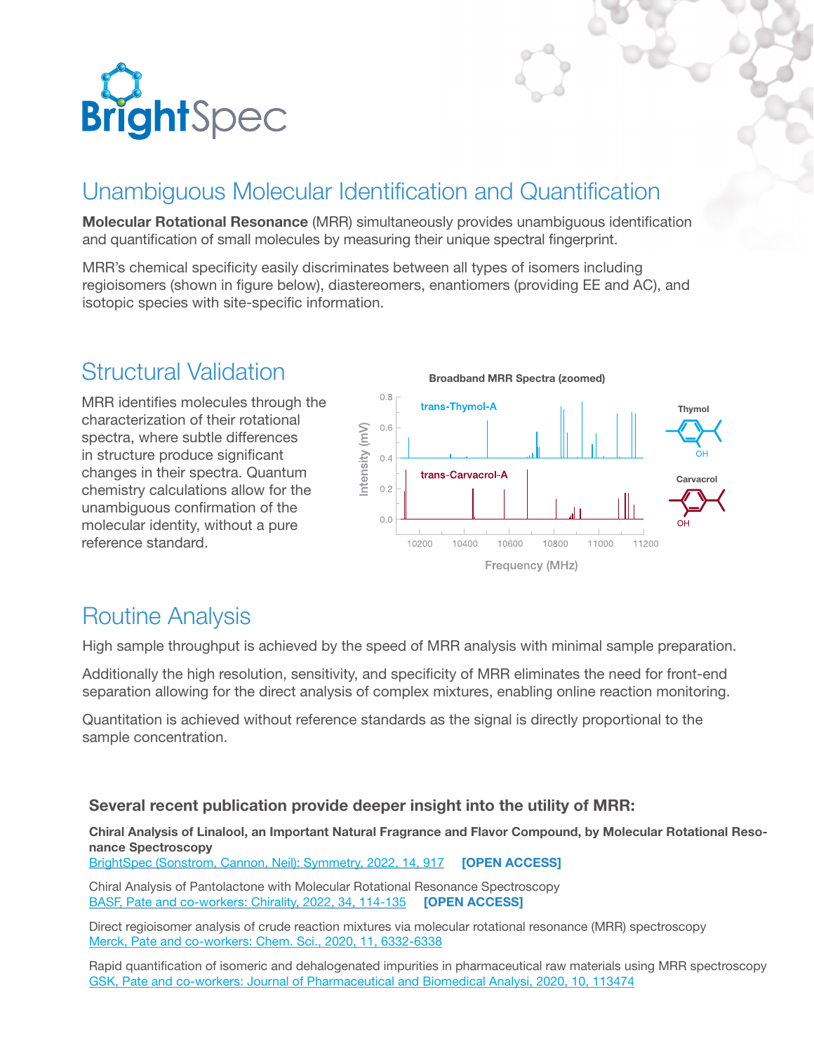# Unambiguous Molecular Identification and Quantification

**Molecular Rotational Resonance** (MRR) simultaneously provides unambiguous identification and quantification of small molecules by measuring their unique spectral fingerprint.

MRR's chemical specificity easily discriminates between all types of isomers including regioisomers (shown in figure below), diastereomers, enantiomers (providing EE and AC), and isotopic species with site-specific information.

## Structural Validation

MRR identifies molecules through the characterization of their rotational spectra, where subtle differences in structure produce significant changes in their spectra. Quantum chemistry calculations allow for the unambiguous confirmation of the molecular identity, without a pure reference standard.

**Broadband MRR Spectra (zoomed)**

## Routine Analysis

High sample throughput is achieved by the speed of MRR analysis with minimal sample preparation.

Additionally the high resolution, sensitivity, and specificity of MRR eliminates the need for front-end separation allowing for the direct analysis of complex mixtures, enabling online reaction monitoring.

Quantitation is achieved without reference standards as the signal is directly proportional to the sample concentration.

### Several recent publication provide deeper insight into the utility of MRR:

**Chiral Analysis of Linalool, an Important Natural Fragrance and Flavor Compound, by Molecular Rotational Resonance Spectroscopy**
BrightSpec (Sonstrom, Cannon, Neil): Symmetry, 2022, 14, 917 **[OPEN ACCESS]**

Chiral Analysis of Pantolactone with Molecular Rotational Resonance Spectroscopy
BASF, Pate and co-workers: Chirality, 2022, 34, 114-135 **[OPEN ACCESS]**

Direct regioisomer analysis of crude reaction mixtures via molecular rotational resonance (MRR) spectroscopy
Merck, Pate and co-workers: Chem. Sci., 2020, 11, 6332-6338

Rapid quantification of isomeric and dehalogenated impurities in pharmaceutical raw materials using MRR spectroscopy
GSK, Pate and co-workers: Journal of Pharmaceutical and Biomedical Analysis, 2020, 10, 113474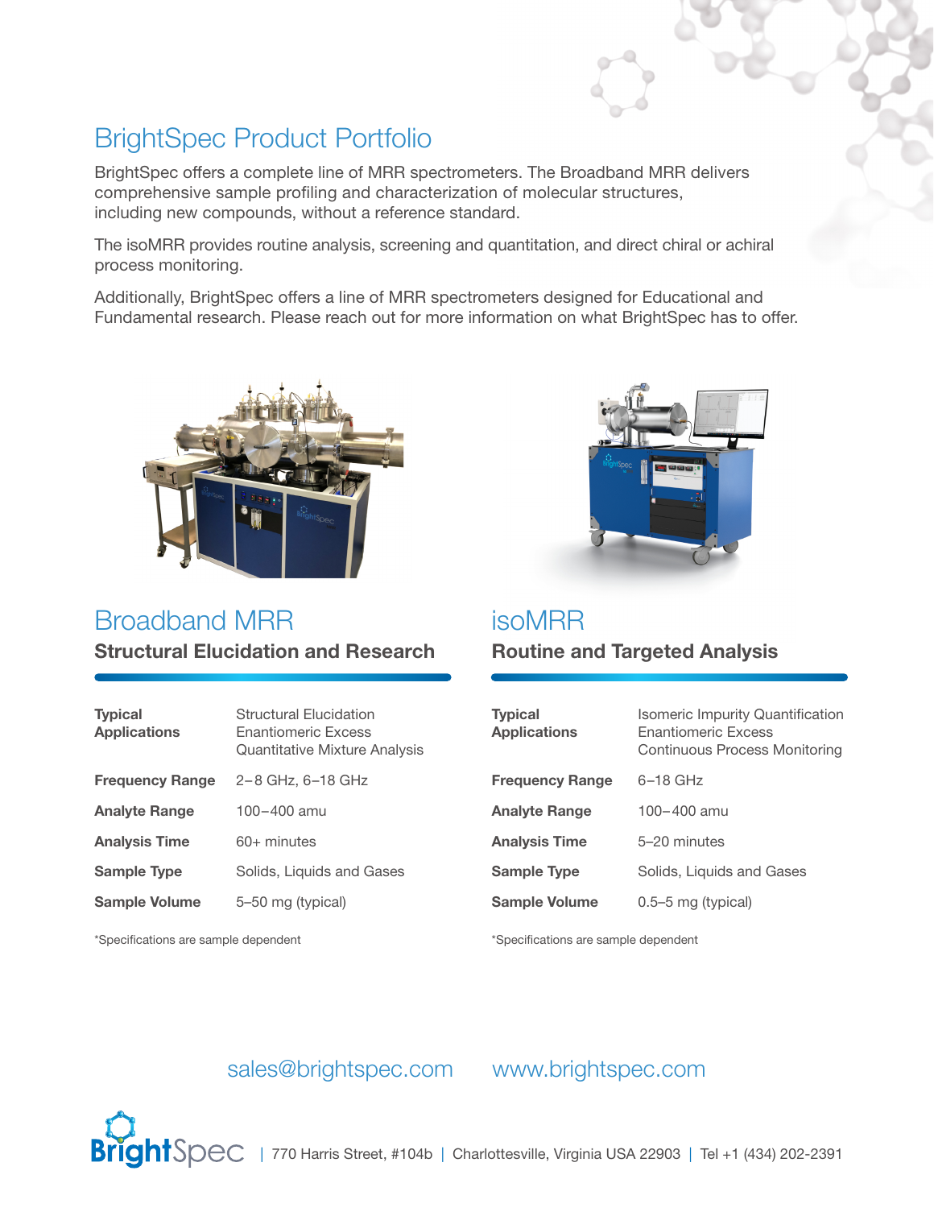# BrightSpec Product Portfolio

BrightSpec offers a complete line of MRR spectrometers. The Broadband MRR delivers comprehensive sample profiling and characterization of molecular structures, including new compounds, without a reference standard.

The isoMRR provides routine analysis, screening and quantitation, and direct chiral or achiral process monitoring.

Additionally, BrightSpec offers a line of MRR spectrometers designed for Educational and Fundamental research. Please reach out for more information on what BrightSpec has to offer.

## Broadband MRR

### Structural Elucidation and Research

| | |
|---|---|
| **Typical Applications** | Structural Elucidation<br>Enantiomeric Excess<br>Quantitative Mixture Analysis |
| **Frequency Range** | 2–8 GHz, 6–18 GHz |
| **Analyte Range** | 100–400 amu |
| **Analysis Time** | 60+ minutes |
| **Sample Type** | Solids, Liquids and Gases |
| **Sample Volume** | 5–50 mg (typical) |

*Specifications are sample dependent

## isoMRR

### Routine and Targeted Analysis

| | |
|---|---|
| **Typical Applications** | Isomeric Impurity Quantification<br>Enantiomeric Excess<br>Continuous Process Monitoring |
| **Frequency Range** | 6–18 GHz |
| **Analyte Range** | 100–400 amu |
| **Analysis Time** | 5–20 minutes |
| **Sample Type** | Solids, Liquids and Gases |
| **Sample Volume** | 0.5–5 mg (typical) |

*Specifications are sample dependent

sales@brightspec.com www.brightspec.com

BrightSpec | 770 Harris Street, #104b | Charlottesville, Virginia USA 22903 | Tel +1 (434) 202-2391